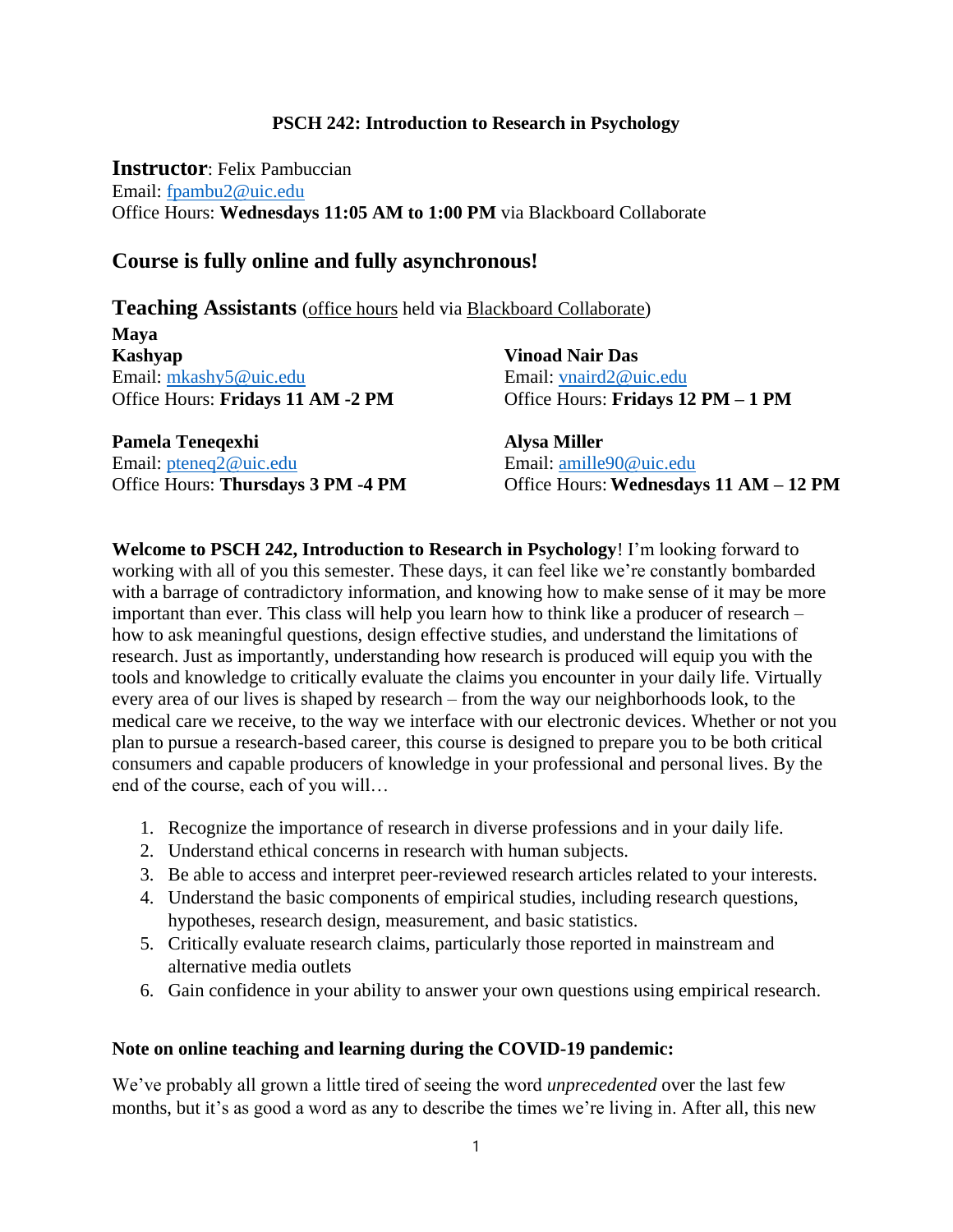**PSCH 242: Introduction to Research in Psychology**

**Instructor**: Felix Pambuccian
Email: fpambu2@uic.edu
Office Hours: **Wednesdays 11:05 AM to 1:00 PM** via Blackboard Collaborate

## Course is fully online and fully asynchronous!

**Teaching Assistants** (office hours held via Blackboard Collaborate)

**Maya Kashyap**
Email: mkashy5@uic.edu
Office Hours: **Fridays 11 AM -2 PM**

**Vinoad Nair Das**
Email: vnaird2@uic.edu
Office Hours: **Fridays 12 PM – 1 PM**

**Pamela Teneqexhi**
Email: pteneq2@uic.edu
Office Hours: **Thursdays 3 PM -4 PM**

**Alysa Miller**
Email: amille90@uic.edu
Office Hours: **Wednesdays 11 AM – 12 PM**

**Welcome to PSCH 242, Introduction to Research in Psychology**! I'm looking forward to working with all of you this semester. These days, it can feel like we're constantly bombarded with a barrage of contradictory information, and knowing how to make sense of it may be more important than ever. This class will help you learn how to think like a producer of research – how to ask meaningful questions, design effective studies, and understand the limitations of research. Just as importantly, understanding how research is produced will equip you with the tools and knowledge to critically evaluate the claims you encounter in your daily life. Virtually every area of our lives is shaped by research – from the way our neighborhoods look, to the medical care we receive, to the way we interface with our electronic devices. Whether or not you plan to pursue a research-based career, this course is designed to prepare you to be both critical consumers and capable producers of knowledge in your professional and personal lives. By the end of the course, each of you will…

1. Recognize the importance of research in diverse professions and in your daily life.
2. Understand ethical concerns in research with human subjects.
3. Be able to access and interpret peer-reviewed research articles related to your interests.
4. Understand the basic components of empirical studies, including research questions, hypotheses, research design, measurement, and basic statistics.
5. Critically evaluate research claims, particularly those reported in mainstream and alternative media outlets
6. Gain confidence in your ability to answer your own questions using empirical research.

**Note on online teaching and learning during the COVID-19 pandemic:**

We've probably all grown a little tired of seeing the word *unprecedented* over the last few months, but it's as good a word as any to describe the times we're living in. After all, this new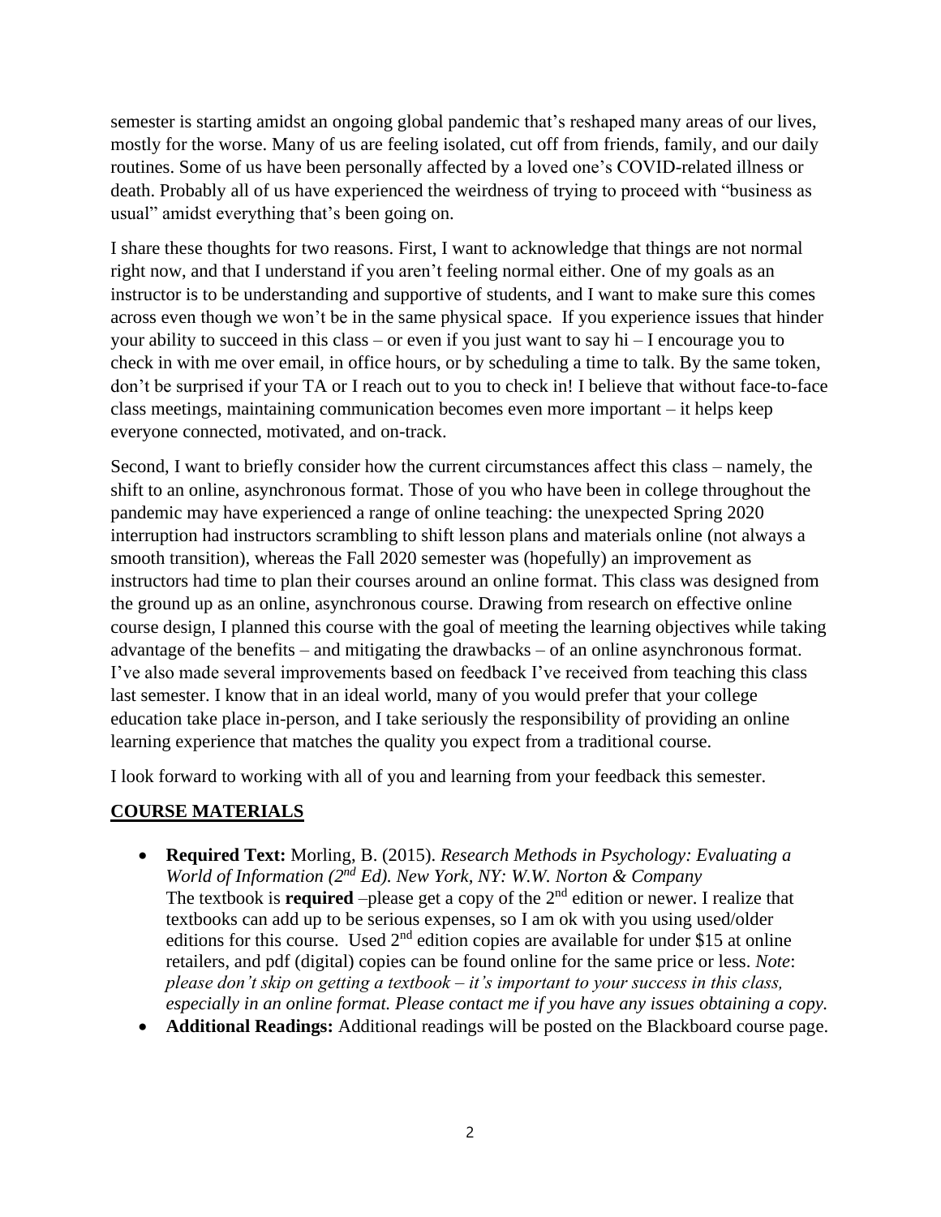semester is starting amidst an ongoing global pandemic that's reshaped many areas of our lives, mostly for the worse. Many of us are feeling isolated, cut off from friends, family, and our daily routines. Some of us have been personally affected by a loved one's COVID-related illness or death. Probably all of us have experienced the weirdness of trying to proceed with "business as usual" amidst everything that's been going on.

I share these thoughts for two reasons. First, I want to acknowledge that things are not normal right now, and that I understand if you aren't feeling normal either. One of my goals as an instructor is to be understanding and supportive of students, and I want to make sure this comes across even though we won't be in the same physical space. If you experience issues that hinder your ability to succeed in this class – or even if you just want to say hi – I encourage you to check in with me over email, in office hours, or by scheduling a time to talk. By the same token, don't be surprised if your TA or I reach out to you to check in! I believe that without face-to-face class meetings, maintaining communication becomes even more important – it helps keep everyone connected, motivated, and on-track.

Second, I want to briefly consider how the current circumstances affect this class – namely, the shift to an online, asynchronous format. Those of you who have been in college throughout the pandemic may have experienced a range of online teaching: the unexpected Spring 2020 interruption had instructors scrambling to shift lesson plans and materials online (not always a smooth transition), whereas the Fall 2020 semester was (hopefully) an improvement as instructors had time to plan their courses around an online format. This class was designed from the ground up as an online, asynchronous course. Drawing from research on effective online course design, I planned this course with the goal of meeting the learning objectives while taking advantage of the benefits – and mitigating the drawbacks – of an online asynchronous format. I've also made several improvements based on feedback I've received from teaching this class last semester. I know that in an ideal world, many of you would prefer that your college education take place in-person, and I take seriously the responsibility of providing an online learning experience that matches the quality you expect from a traditional course.

I look forward to working with all of you and learning from your feedback this semester.

## **COURSE MATERIALS**

- **Required Text:** Morling, B. (2015). *Research Methods in Psychology: Evaluating a World of Information (2nd Ed). New York, NY: W.W. Norton & Company*
  The textbook is **required** –please get a copy of the 2nd edition or newer. I realize that textbooks can add up to be serious expenses, so I am ok with you using used/older editions for this course. Used 2nd edition copies are available for under $15 at online retailers, and pdf (digital) copies can be found online for the same price or less. *Note*: *please don't skip on getting a textbook – it's important to your success in this class, especially in an online format. Please contact me if you have any issues obtaining a copy.*
- **Additional Readings:** Additional readings will be posted on the Blackboard course page.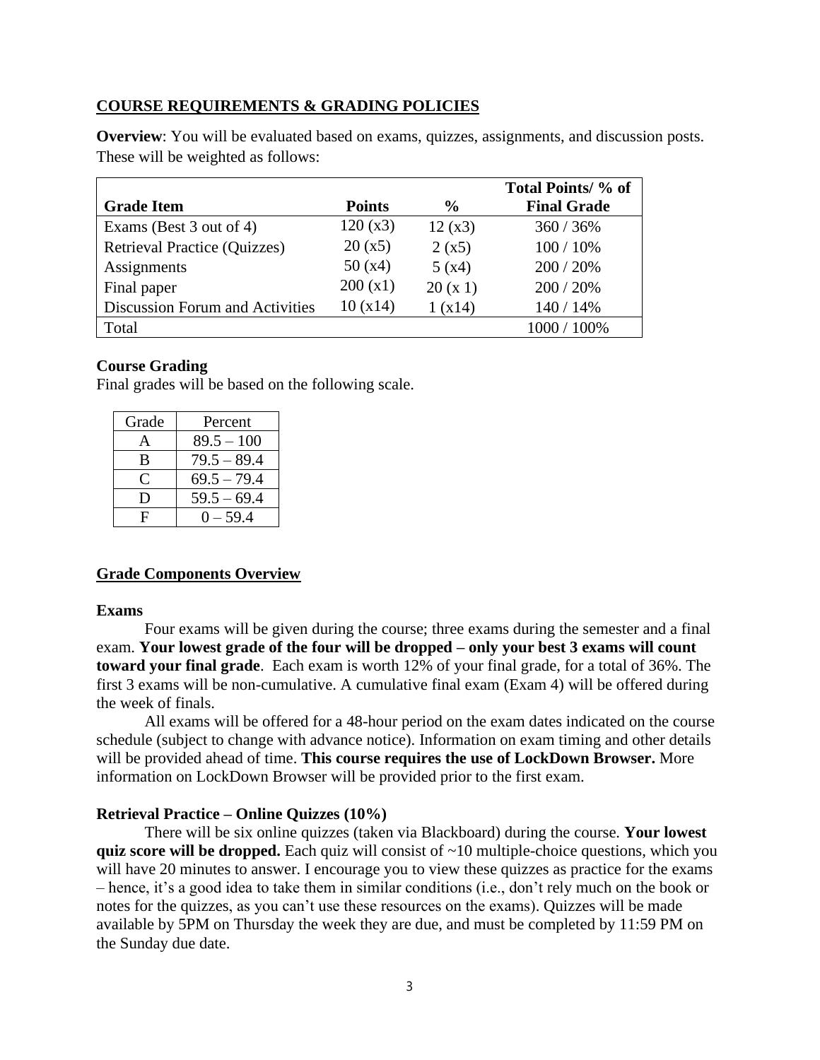## COURSE REQUIREMENTS & GRADING POLICIES

**Overview**: You will be evaluated based on exams, quizzes, assignments, and discussion posts. These will be weighted as follows:

| Grade Item | Points | % | Total Points/ % of Final Grade |
|---|---|---|---|
| Exams (Best 3 out of 4) | 120 (x3) | 12 (x3) | 360 / 36% |
| Retrieval Practice (Quizzes) | 20 (x5) | 2 (x5) | 100 / 10% |
| Assignments | 50 (x4) | 5 (x4) | 200 / 20% |
| Final paper | 200 (x1) | 20 (x 1) | 200 / 20% |
| Discussion Forum and Activities | 10 (x14) | 1 (x14) | 140 / 14% |
| Total | | | 1000 / 100% |

**Course Grading**

Final grades will be based on the following scale.

| Grade | Percent |
|---|---|
| A | 89.5 – 100 |
| B | 79.5 – 89.4 |
| C | 69.5 – 79.4 |
| D | 59.5 – 69.4 |
| F | 0 – 59.4 |

## Grade Components Overview

**Exams**

Four exams will be given during the course; three exams during the semester and a final exam. **Your lowest grade of the four will be dropped – only your best 3 exams will count toward your final grade**. Each exam is worth 12% of your final grade, for a total of 36%. The first 3 exams will be non-cumulative. A cumulative final exam (Exam 4) will be offered during the week of finals.

All exams will be offered for a 48-hour period on the exam dates indicated on the course schedule (subject to change with advance notice). Information on exam timing and other details will be provided ahead of time. **This course requires the use of LockDown Browser.** More information on LockDown Browser will be provided prior to the first exam.

**Retrieval Practice – Online Quizzes (10%)**

There will be six online quizzes (taken via Blackboard) during the course. **Your lowest quiz score will be dropped.** Each quiz will consist of ~10 multiple-choice questions, which you will have 20 minutes to answer. I encourage you to view these quizzes as practice for the exams – hence, it's a good idea to take them in similar conditions (i.e., don't rely much on the book or notes for the quizzes, as you can't use these resources on the exams). Quizzes will be made available by 5PM on Thursday the week they are due, and must be completed by 11:59 PM on the Sunday due date.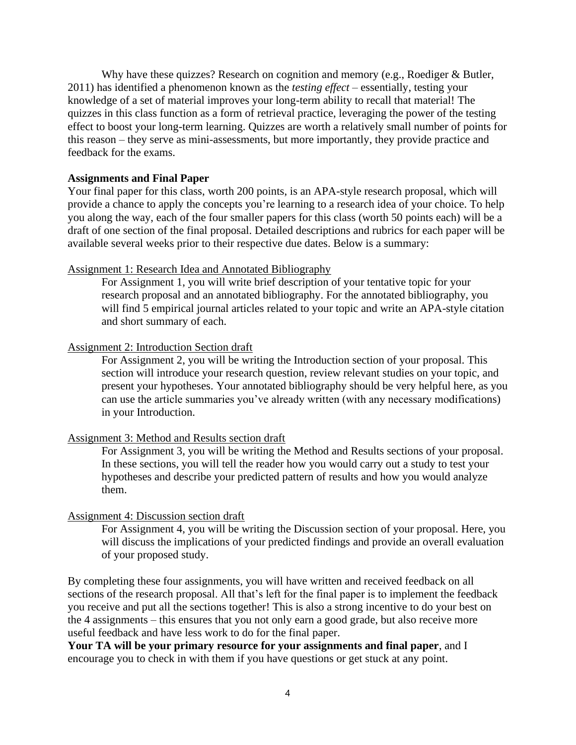Why have these quizzes? Research on cognition and memory (e.g., Roediger & Butler, 2011) has identified a phenomenon known as the *testing effect* – essentially, testing your knowledge of a set of material improves your long-term ability to recall that material! The quizzes in this class function as a form of retrieval practice, leveraging the power of the testing effect to boost your long-term learning. Quizzes are worth a relatively small number of points for this reason – they serve as mini-assessments, but more importantly, they provide practice and feedback for the exams.

**Assignments and Final Paper**

Your final paper for this class, worth 200 points, is an APA-style research proposal, which will provide a chance to apply the concepts you're learning to a research idea of your choice. To help you along the way, each of the four smaller papers for this class (worth 50 points each) will be a draft of one section of the final proposal. Detailed descriptions and rubrics for each paper will be available several weeks prior to their respective due dates. Below is a summary:

<u>Assignment 1: Research Idea and Annotated Bibliography</u>

> For Assignment 1, you will write brief description of your tentative topic for your research proposal and an annotated bibliography. For the annotated bibliography, you will find 5 empirical journal articles related to your topic and write an APA-style citation and short summary of each.

<u>Assignment 2: Introduction Section draft</u>

> For Assignment 2, you will be writing the Introduction section of your proposal. This section will introduce your research question, review relevant studies on your topic, and present your hypotheses. Your annotated bibliography should be very helpful here, as you can use the article summaries you've already written (with any necessary modifications) in your Introduction.

<u>Assignment 3: Method and Results section draft</u>

> For Assignment 3, you will be writing the Method and Results sections of your proposal. In these sections, you will tell the reader how you would carry out a study to test your hypotheses and describe your predicted pattern of results and how you would analyze them.

<u>Assignment 4: Discussion section draft</u>

> For Assignment 4, you will be writing the Discussion section of your proposal. Here, you will discuss the implications of your predicted findings and provide an overall evaluation of your proposed study.

By completing these four assignments, you will have written and received feedback on all sections of the research proposal. All that's left for the final paper is to implement the feedback you receive and put all the sections together! This is also a strong incentive to do your best on the 4 assignments – this ensures that you not only earn a good grade, but also receive more useful feedback and have less work to do for the final paper.

**Your TA will be your primary resource for your assignments and final paper**, and I encourage you to check in with them if you have questions or get stuck at any point.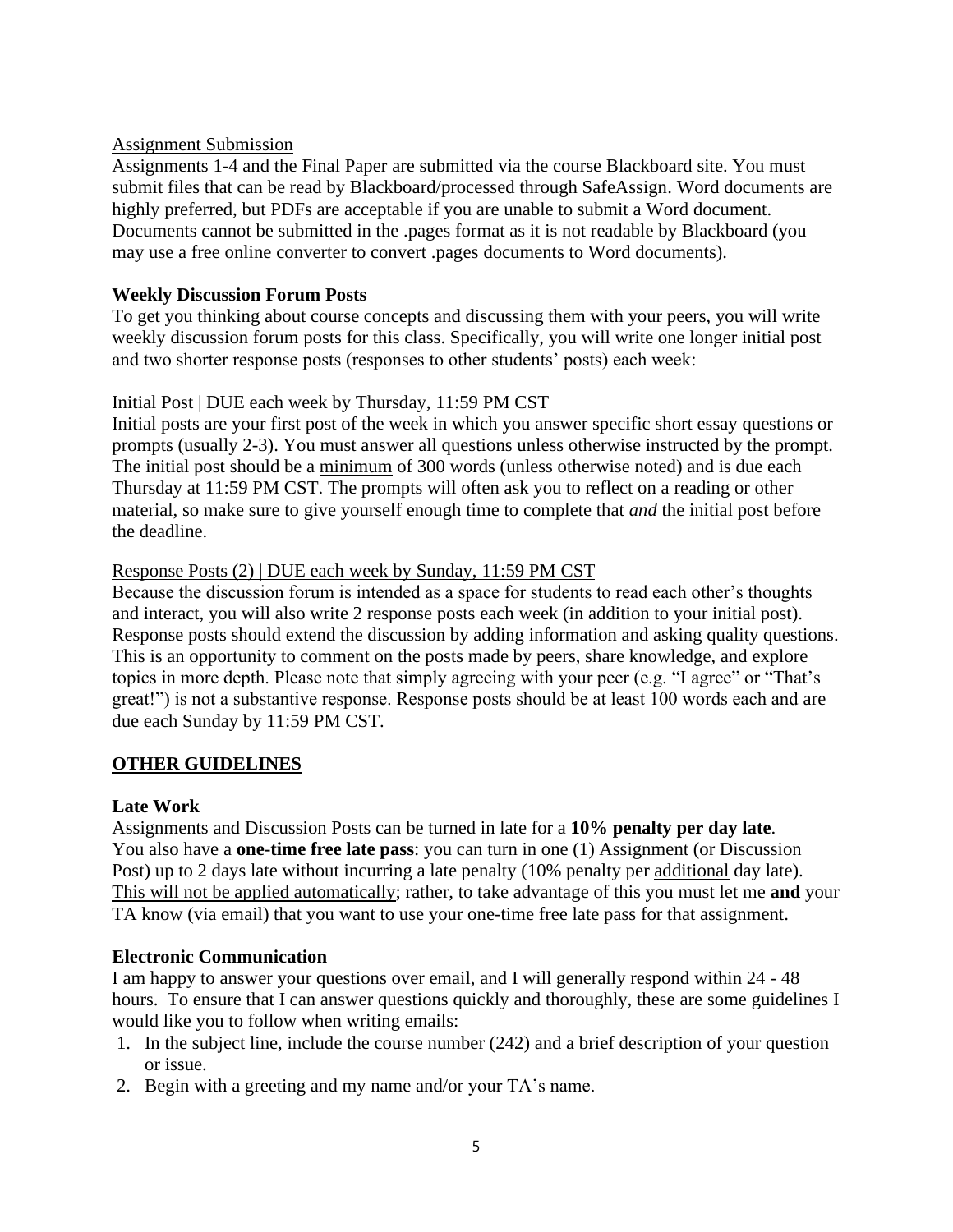Assignment Submission

Assignments 1-4 and the Final Paper are submitted via the course Blackboard site. You must submit files that can be read by Blackboard/processed through SafeAssign. Word documents are highly preferred, but PDFs are acceptable if you are unable to submit a Word document. Documents cannot be submitted in the .pages format as it is not readable by Blackboard (you may use a free online converter to convert .pages documents to Word documents).

**Weekly Discussion Forum Posts**

To get you thinking about course concepts and discussing them with your peers, you will write weekly discussion forum posts for this class. Specifically, you will write one longer initial post and two shorter response posts (responses to other students' posts) each week:

Initial Post | DUE each week by Thursday, 11:59 PM CST

Initial posts are your first post of the week in which you answer specific short essay questions or prompts (usually 2-3). You must answer all questions unless otherwise instructed by the prompt. The initial post should be a minimum of 300 words (unless otherwise noted) and is due each Thursday at 11:59 PM CST. The prompts will often ask you to reflect on a reading or other material, so make sure to give yourself enough time to complete that *and* the initial post before the deadline.

Response Posts (2) | DUE each week by Sunday, 11:59 PM CST

Because the discussion forum is intended as a space for students to read each other's thoughts and interact, you will also write 2 response posts each week (in addition to your initial post). Response posts should extend the discussion by adding information and asking quality questions. This is an opportunity to comment on the posts made by peers, share knowledge, and explore topics in more depth. Please note that simply agreeing with your peer (e.g. "I agree" or "That's great!") is not a substantive response. Response posts should be at least 100 words each and are due each Sunday by 11:59 PM CST.

## OTHER GUIDELINES

**Late Work**

Assignments and Discussion Posts can be turned in late for a **10% penalty per day late**. You also have a **one-time free late pass**: you can turn in one (1) Assignment (or Discussion Post) up to 2 days late without incurring a late penalty (10% penalty per additional day late). This will not be applied automatically; rather, to take advantage of this you must let me **and** your TA know (via email) that you want to use your one-time free late pass for that assignment.

**Electronic Communication**

I am happy to answer your questions over email, and I will generally respond within 24 - 48 hours. To ensure that I can answer questions quickly and thoroughly, these are some guidelines I would like you to follow when writing emails:

1. In the subject line, include the course number (242) and a brief description of your question or issue.
2. Begin with a greeting and my name and/or your TA's name.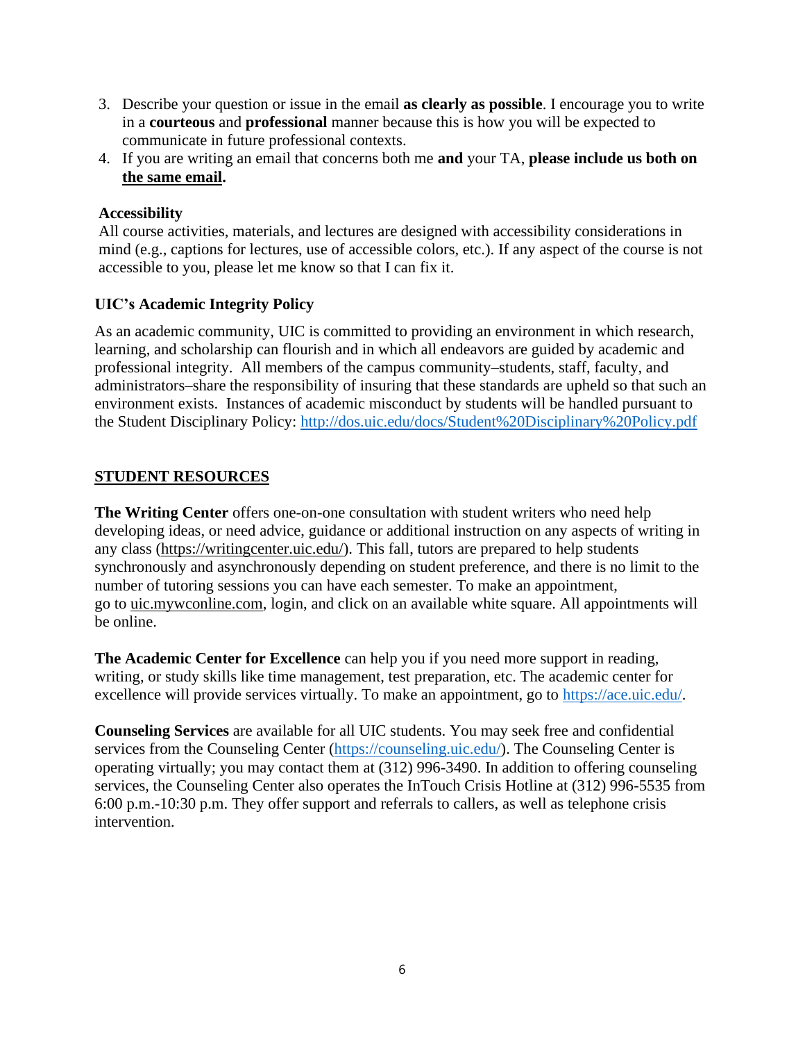3. Describe your question or issue in the email **as clearly as possible**. I encourage you to write in a **courteous** and **professional** manner because this is how you will be expected to communicate in future professional contexts.
4. If you are writing an email that concerns both me **and** your TA, **please include us both on <u>the same email</u>.**

**Accessibility**

All course activities, materials, and lectures are designed with accessibility considerations in mind (e.g., captions for lectures, use of accessible colors, etc.). If any aspect of the course is not accessible to you, please let me know so that I can fix it.

**UIC's Academic Integrity Policy**

As an academic community, UIC is committed to providing an environment in which research, learning, and scholarship can flourish and in which all endeavors are guided by academic and professional integrity. All members of the campus community–students, staff, faculty, and administrators–share the responsibility of insuring that these standards are upheld so that such an environment exists. Instances of academic misconduct by students will be handled pursuant to the Student Disciplinary Policy: http://dos.uic.edu/docs/Student%20Disciplinary%20Policy.pdf

## STUDENT RESOURCES

**The Writing Center** offers one-on-one consultation with student writers who need help developing ideas, or need advice, guidance or additional instruction on any aspects of writing in any class (https://writingcenter.uic.edu/). This fall, tutors are prepared to help students synchronously and asynchronously depending on student preference, and there is no limit to the number of tutoring sessions you can have each semester. To make an appointment, go to uic.mywconline.com, login, and click on an available white square. All appointments will be online.

**The Academic Center for Excellence** can help you if you need more support in reading, writing, or study skills like time management, test preparation, etc. The academic center for excellence will provide services virtually. To make an appointment, go to https://ace.uic.edu/.

**Counseling Services** are available for all UIC students. You may seek free and confidential services from the Counseling Center (https://counseling.uic.edu/). The Counseling Center is operating virtually; you may contact them at (312) 996-3490. In addition to offering counseling services, the Counseling Center also operates the InTouch Crisis Hotline at (312) 996-5535 from 6:00 p.m.-10:30 p.m. They offer support and referrals to callers, as well as telephone crisis intervention.